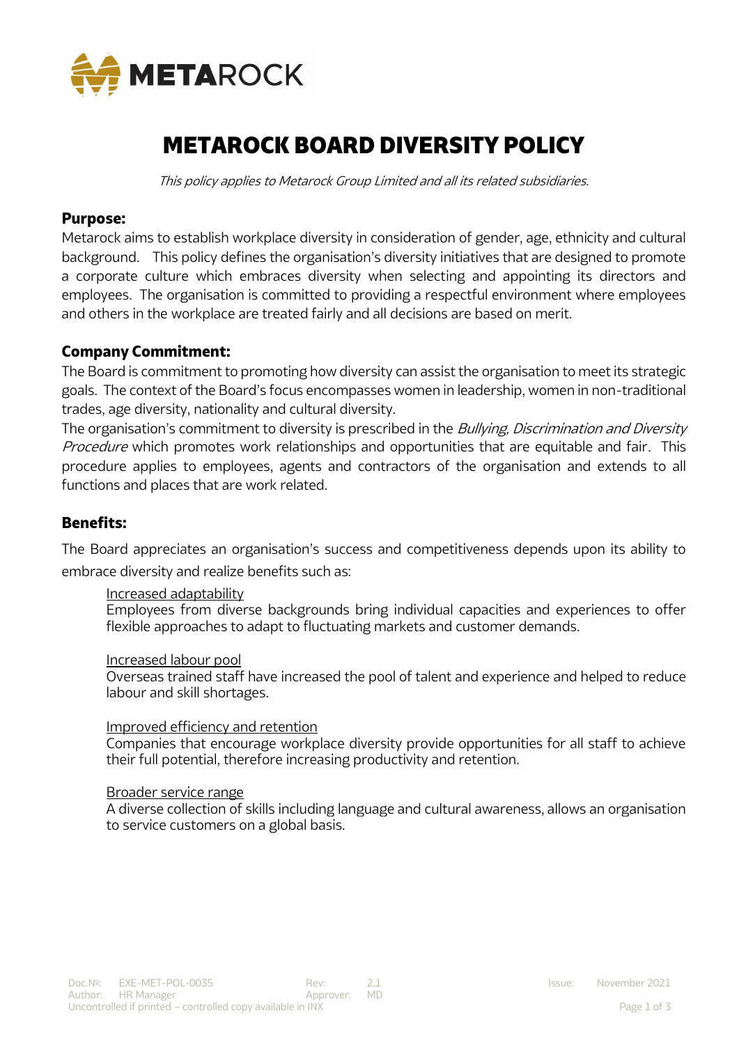# METAROCK BOARD DIVERSITY POLICY

*This policy applies to Metarock Group Limited and all its related subsidiaries.*

## Purpose:

Metarock aims to establish workplace diversity in consideration of gender, age, ethnicity and cultural background. This policy defines the organisation's diversity initiatives that are designed to promote a corporate culture which embraces diversity when selecting and appointing its directors and employees. The organisation is committed to providing a respectful environment where employees and others in the workplace are treated fairly and all decisions are based on merit.

## Company Commitment:

The Board is commitment to promoting how diversity can assist the organisation to meet its strategic goals. The context of the Board's focus encompasses women in leadership, women in non-traditional trades, age diversity, nationality and cultural diversity.

The organisation's commitment to diversity is prescribed in the *Bullying, Discrimination and Diversity Procedure* which promotes work relationships and opportunities that are equitable and fair. This procedure applies to employees, agents and contractors of the organisation and extends to all functions and places that are work related.

## Benefits:

The Board appreciates an organisation's success and competitiveness depends upon its ability to embrace diversity and realize benefits such as:

<u>Increased adaptability</u>
Employees from diverse backgrounds bring individual capacities and experiences to offer flexible approaches to adapt to fluctuating markets and customer demands.

<u>Increased labour pool</u>
Overseas trained staff have increased the pool of talent and experience and helped to reduce labour and skill shortages.

<u>Improved efficiency and retention</u>
Companies that encourage workplace diversity provide opportunities for all staff to achieve their full potential, therefore increasing productivity and retention.

<u>Broader service range</u>
A diverse collection of skills including language and cultural awareness, allows an organisation to service customers on a global basis.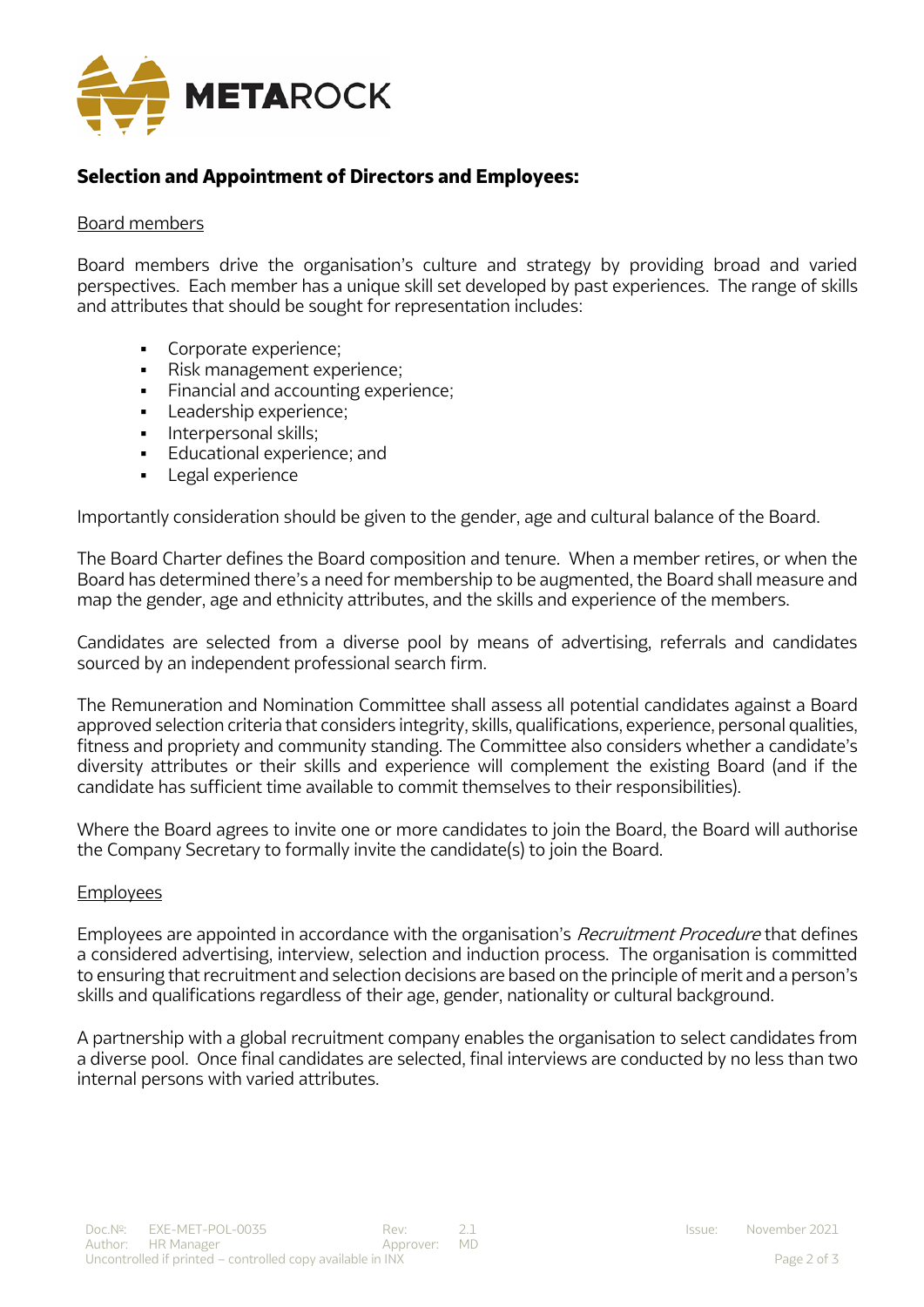## Selection and Appointment of Directors and Employees:

<u>Board members</u>

Board members drive the organisation's culture and strategy by providing broad and varied perspectives. Each member has a unique skill set developed by past experiences. The range of skills and attributes that should be sought for representation includes:

- Corporate experience;
- Risk management experience;
- Financial and accounting experience;
- Leadership experience;
- Interpersonal skills;
- Educational experience; and
- Legal experience

Importantly consideration should be given to the gender, age and cultural balance of the Board.

The Board Charter defines the Board composition and tenure. When a member retires, or when the Board has determined there's a need for membership to be augmented, the Board shall measure and map the gender, age and ethnicity attributes, and the skills and experience of the members.

Candidates are selected from a diverse pool by means of advertising, referrals and candidates sourced by an independent professional search firm.

The Remuneration and Nomination Committee shall assess all potential candidates against a Board approved selection criteria that considers integrity, skills, qualifications, experience, personal qualities, fitness and propriety and community standing. The Committee also considers whether a candidate's diversity attributes or their skills and experience will complement the existing Board (and if the candidate has sufficient time available to commit themselves to their responsibilities).

Where the Board agrees to invite one or more candidates to join the Board, the Board will authorise the Company Secretary to formally invite the candidate(s) to join the Board.

<u>Employees</u>

Employees are appointed in accordance with the organisation's *Recruitment Procedure* that defines a considered advertising, interview, selection and induction process. The organisation is committed to ensuring that recruitment and selection decisions are based on the principle of merit and a person's skills and qualifications regardless of their age, gender, nationality or cultural background.

A partnership with a global recruitment company enables the organisation to select candidates from a diverse pool. Once final candidates are selected, final interviews are conducted by no less than two internal persons with varied attributes.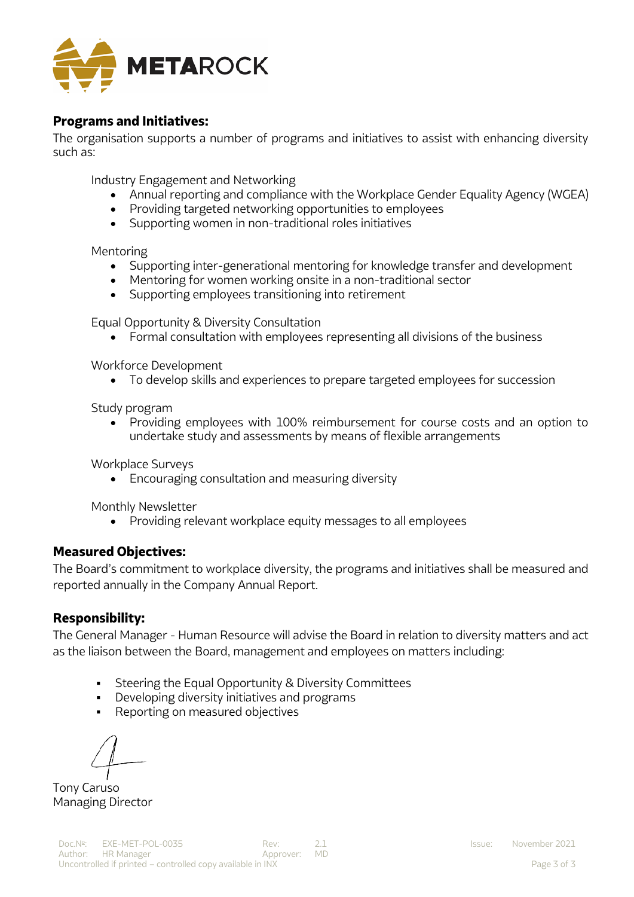## Programs and Initiatives:

The organisation supports a number of programs and initiatives to assist with enhancing diversity such as:

Industry Engagement and Networking

- Annual reporting and compliance with the Workplace Gender Equality Agency (WGEA)
- Providing targeted networking opportunities to employees
- Supporting women in non-traditional roles initiatives

Mentoring

- Supporting inter-generational mentoring for knowledge transfer and development
- Mentoring for women working onsite in a non-traditional sector
- Supporting employees transitioning into retirement

Equal Opportunity & Diversity Consultation

- Formal consultation with employees representing all divisions of the business

Workforce Development

- To develop skills and experiences to prepare targeted employees for succession

Study program

- Providing employees with 100% reimbursement for course costs and an option to undertake study and assessments by means of flexible arrangements

Workplace Surveys

- Encouraging consultation and measuring diversity

Monthly Newsletter

- Providing relevant workplace equity messages to all employees

## Measured Objectives:

The Board's commitment to workplace diversity, the programs and initiatives shall be measured and reported annually in the Company Annual Report.

## Responsibility:

The General Manager - Human Resource will advise the Board in relation to diversity matters and act as the liaison between the Board, management and employees on matters including:

- Steering the Equal Opportunity & Diversity Committees
- Developing diversity initiatives and programs
- Reporting on measured objectives

Tony Caruso
Managing Director

Doc.№: EXE-MET-POL-0035 Rev: 2.1 Issue: November 2021
Author: HR Manager Approver: MD
Uncontrolled if printed – controlled copy available in INX